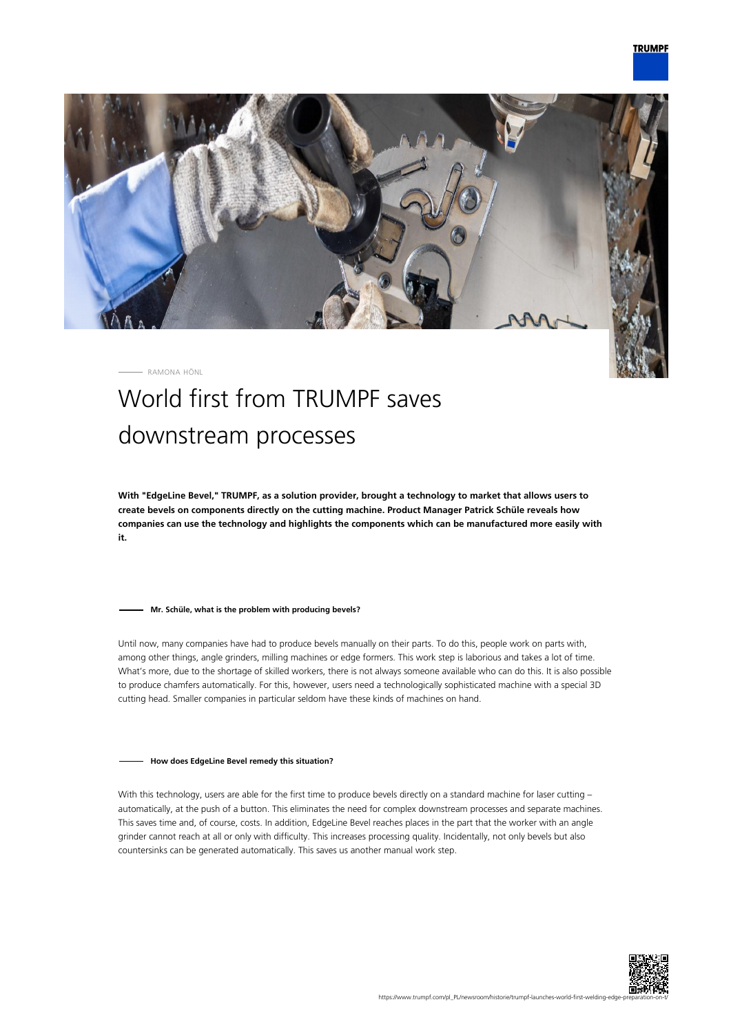RAMONA HÖNL

# World first from TRUMPF saves downstream processes

**With "EdgeLine Bevel," TRUMPF, as a solution provider, brought a technology to market that allows users to create bevels on components directly on the cutting machine. Product Manager Patrick Schüle reveals how companies can use the technology and highlights the components which can be manufactured more easily with it.**

#### Mr. Schüle, what is the problem with producing bevels?

Until now, many companies have had to produce bevels manually on their parts. To do this, people work on parts with, among other things, angle grinders, milling machines or edge formers. This work step is laborious and takes a lot of time. What's more, due to the shortage of skilled workers, there is not always someone available who can do this. It is also possible to produce chamfers automatically. For this, however, users need a technologically sophisticated machine with a special 3D cutting head. Smaller companies in particular seldom have these kinds of machines on hand.

#### How does EdgeLine Bevel remedy this situation?

With this technology, users are able for the first time to produce bevels directly on a standard machine for laser cutting – automatically, at the push of a button. This eliminates the need for complex downstream processes and separate machines. This saves time and, of course, costs. In addition, EdgeLine Bevel reaches places in the part that the worker with an angle grinder cannot reach at all or only with difficulty. This increases processing quality. Incidentally, not only bevels but also countersinks can be generated automatically. This saves us another manual work step.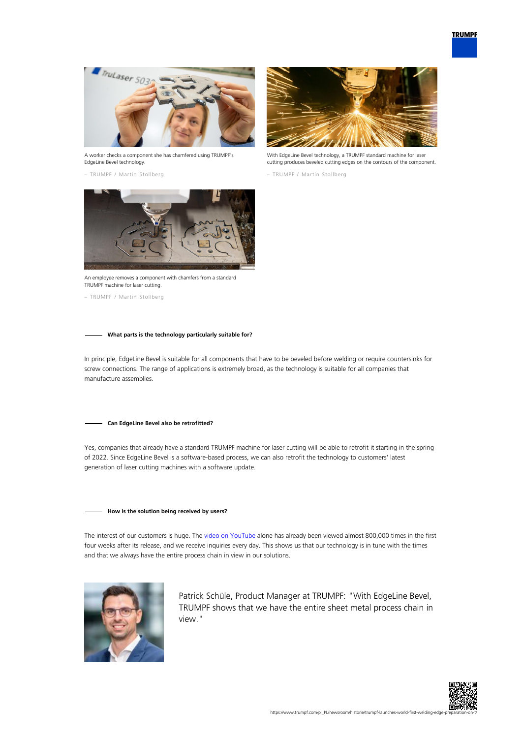A worker checks a component she has chamfered using TRUMPF's EdgeLine Bevel technology.

– TRUMPF / Martin Stollberg

With EdgeLine Bevel technology, a TRUMPF standard machine for laser cutting produces beveled cutting edges on the contours of the component.

– TRUMPF / Martin Stollberg

An employee removes a component with chamfers from a standard TRUMPF machine for laser cutting.

– TRUMPF / Martin Stollberg

### What parts is the technology particularly suitable for?

In principle, EdgeLine Bevel is suitable for all components that have to be beveled before welding or require countersinks for screw connections. The range of applications is extremely broad, as the technology is suitable for all companies that manufacture assemblies.

### Can EdgeLine Bevel also be retrofitted?

Yes, companies that already have a standard TRUMPF machine for laser cutting will be able to retrofit it starting in the spring of 2022. Since EdgeLine Bevel is a software-based process, we can also retrofit the technology to customers' latest generation of laser cutting machines with a software update.

### How is the solution being received by users?

The interest of our customers is huge. The video on YouTube alone has already been viewed almost 800,000 times in the first four weeks after its release, and we receive inquiries every day. This shows us that our technology is in tune with the times and that we always have the entire process chain in view in our solutions.

Patrick Schüle, Product Manager at TRUMPF: "With EdgeLine Bevel, TRUMPF shows that we have the entire sheet metal process chain in view."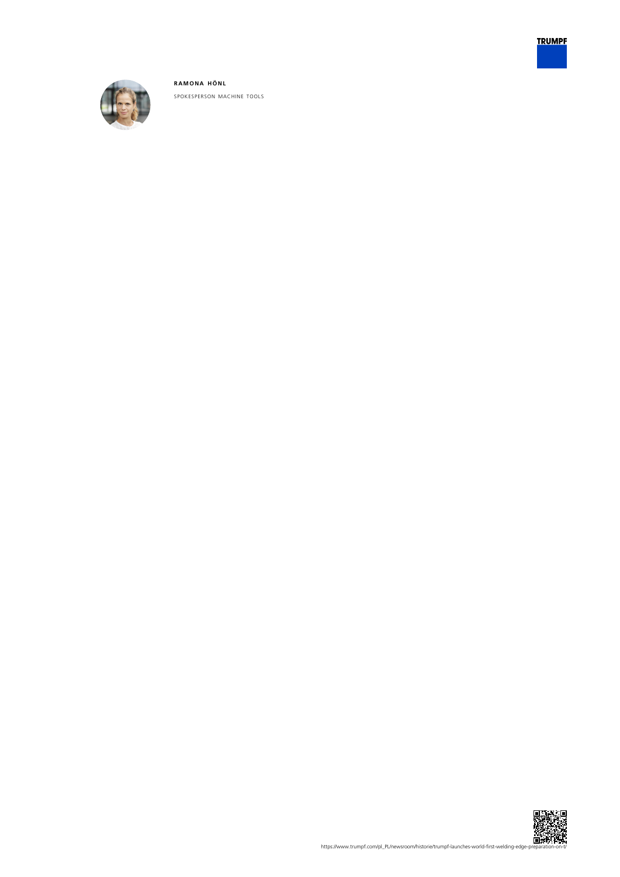**RAMONA HÖNL**

SPOKESPERSON MACHINE TOOLS

https://www.trumpf.com/pl_PL/newsroom/historie/trumpf-launches-world-first-welding-edge-preparation-on-t/